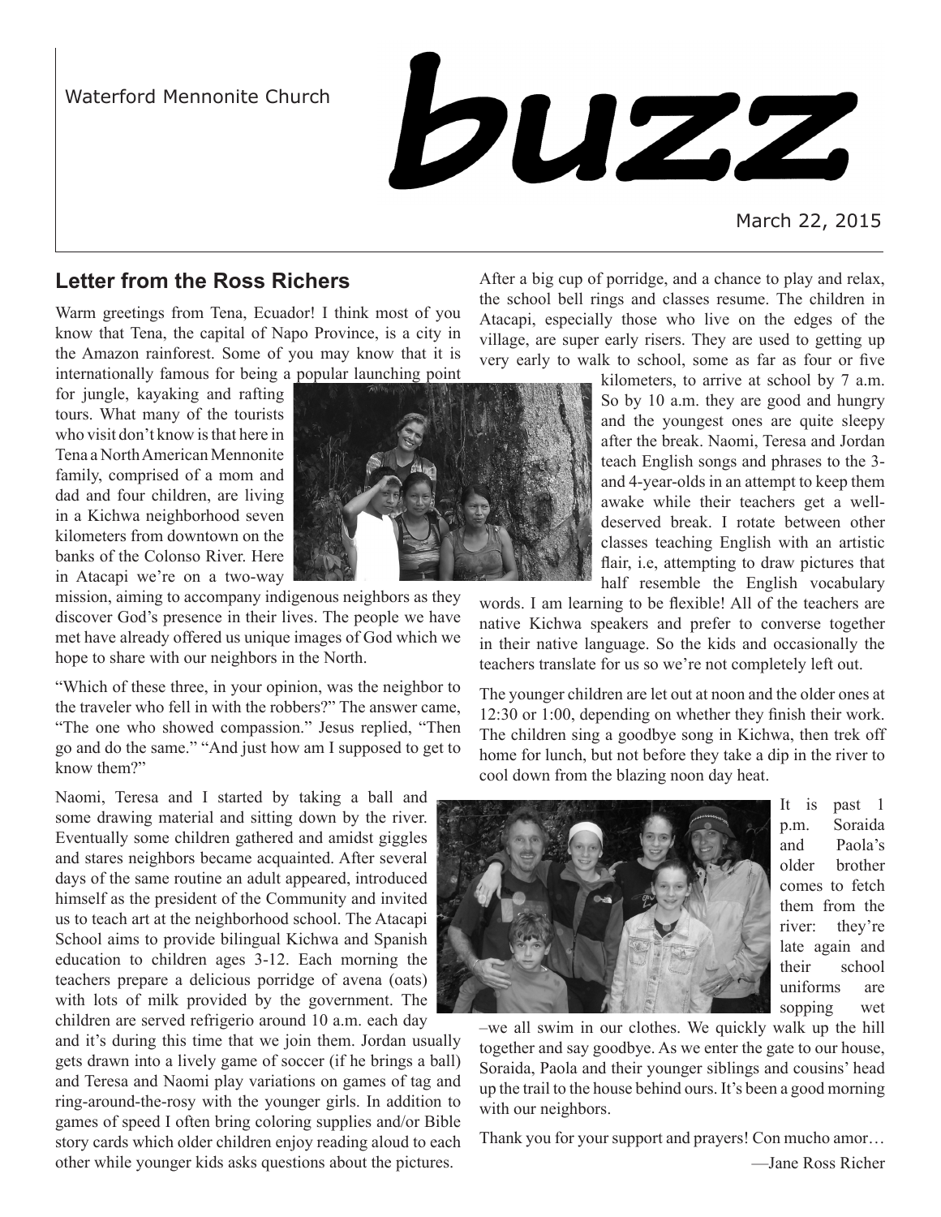Waterford Mennonite Church

# buzz

March 22, 2015

## Letter from the Ross Richers

Warm greetings from Tena, Ecuador! I think most of you know that Tena, the capital of Napo Province, is a city in the Amazon rainforest. Some of you may know that it is internationally famous for being a popular launching point for jungle, kayaking and rafting tours. What many of the tourists who visit don't know is that here in Tena a North American Mennonite family, comprised of a mom and dad and four children, are living in a Kichwa neighborhood seven kilometers from downtown on the banks of the Colonso River. Here in Atacapi we're on a two-way mission, aiming to accompany indigenous neighbors as they discover God's presence in their lives. The people we have met have already offered us unique images of God which we hope to share with our neighbors in the North.

"Which of these three, in your opinion, was the neighbor to the traveler who fell in with the robbers?" The answer came, "The one who showed compassion." Jesus replied, "Then go and do the same." "And just how am I supposed to get to know them?"

Naomi, Teresa and I started by taking a ball and some drawing material and sitting down by the river. Eventually some children gathered and amidst giggles and stares neighbors became acquainted. After several days of the same routine an adult appeared, introduced himself as the president of the Community and invited us to teach art at the neighborhood school. The Atacapi School aims to provide bilingual Kichwa and Spanish education to children ages 3-12. Each morning the teachers prepare a delicious porridge of avena (oats) with lots of milk provided by the government. The children are served refrigerio around 10 a.m. each day and it's during this time that we join them. Jordan usually gets drawn into a lively game of soccer (if he brings a ball) and Teresa and Naomi play variations on games of tag and ring-around-the-rosy with the younger girls. In addition to games of speed I often bring coloring supplies and/or Bible story cards which older children enjoy reading aloud to each other while younger kids asks questions about the pictures.

After a big cup of porridge, and a chance to play and relax, the school bell rings and classes resume. The children in Atacapi, especially those who live on the edges of the village, are super early risers. They are used to getting up very early to walk to school, some as far as four or five kilometers, to arrive at school by 7 a.m. So by 10 a.m. they are good and hungry and the youngest ones are quite sleepy after the break. Naomi, Teresa and Jordan teach English songs and phrases to the 3- and 4-year-olds in an attempt to keep them awake while their teachers get a well-deserved break. I rotate between other classes teaching English with an artistic flair, i.e, attempting to draw pictures that half resemble the English vocabulary words. I am learning to be flexible! All of the teachers are native Kichwa speakers and prefer to converse together in their native language. So the kids and occasionally the teachers translate for us so we're not completely left out.

The younger children are let out at noon and the older ones at 12:30 or 1:00, depending on whether they finish their work. The children sing a goodbye song in Kichwa, then trek off home for lunch, but not before they take a dip in the river to cool down from the blazing noon day heat.

It is past 1 p.m. Soraida and Paola's older brother comes to fetch them from the river: they're late again and their school uniforms are sopping wet –we all swim in our clothes. We quickly walk up the hill together and say goodbye. As we enter the gate to our house, Soraida, Paola and their younger siblings and cousins' head up the trail to the house behind ours. It's been a good morning with our neighbors.

Thank you for your support and prayers! Con mucho amor…

—Jane Ross Richer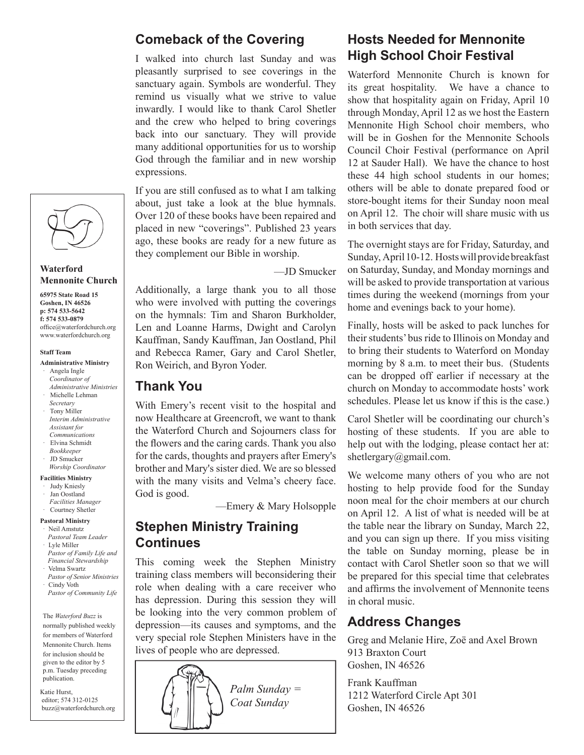## Comeback of the Covering

I walked into church last Sunday and was pleasantly surprised to see coverings in the sanctuary again. Symbols are wonderful. They remind us visually what we strive to value inwardly. I would like to thank Carol Shetler and the crew who helped to bring coverings back into our sanctuary. They will provide many additional opportunities for us to worship God through the familiar and in new worship expressions.

If you are still confused as to what I am talking about, just take a look at the blue hymnals. Over 120 of these books have been repaired and placed in new "coverings". Published 23 years ago, these books are ready for a new future as they complement our Bible in worship.

—JD Smucker

Additionally, a large thank you to all those who were involved with putting the coverings on the hymnals: Tim and Sharon Burkholder, Len and Loanne Harms, Dwight and Carolyn Kauffman, Sandy Kauffman, Jan Oostland, Phil and Rebecca Ramer, Gary and Carol Shetler, Ron Weirich, and Byron Yoder.

## Thank You

With Emery's recent visit to the hospital and now Healthcare at Greencroft, we want to thank the Waterford Church and Sojourners class for the flowers and the caring cards. Thank you also for the cards, thoughts and prayers after Emery's brother and Mary's sister died. We are so blessed with the many visits and Velma's cheery face. God is good.

—Emery & Mary Holsopple

## Stephen Ministry Training Continues

This coming week the Stephen Ministry training class members will beconsidering their role when dealing with a care receiver who has depression. During this session they will be looking into the very common problem of depression—its causes and symptoms, and the very special role Stephen Ministers have in the lives of people who are depressed.

*Palm Sunday = Coat Sunday*

## Hosts Needed for Mennonite High School Choir Festival

Waterford Mennonite Church is known for its great hospitality. We have a chance to show that hospitality again on Friday, April 10 through Monday, April 12 as we host the Eastern Mennonite High School choir members, who will be in Goshen for the Mennonite Schools Council Choir Festival (performance on April 12 at Sauder Hall). We have the chance to host these 44 high school students in our homes; others will be able to donate prepared food or store-bought items for their Sunday noon meal on April 12. The choir will share music with us in both services that day.

The overnight stays are for Friday, Saturday, and Sunday, April 10-12. Hosts will provide breakfast on Saturday, Sunday, and Monday mornings and will be asked to provide transportation at various times during the weekend (mornings from your home and evenings back to your home).

Finally, hosts will be asked to pack lunches for their students' bus ride to Illinois on Monday and to bring their students to Waterford on Monday morning by 8 a.m. to meet their bus. (Students can be dropped off earlier if necessary at the church on Monday to accommodate hosts' work schedules. Please let us know if this is the case.)

Carol Shetler will be coordinating our church's hosting of these students. If you are able to help out with the lodging, please contact her at: shetlergary@gmail.com.

We welcome many others of you who are not hosting to help provide food for the Sunday noon meal for the choir members at our church on April 12. A list of what is needed will be at the table near the library on Sunday, March 22, and you can sign up there. If you miss visiting the table on Sunday morning, please be in contact with Carol Shetler soon so that we will be prepared for this special time that celebrates and affirms the involvement of Mennonite teens in choral music.

## Address Changes

Greg and Melanie Hire, Zoë and Axel Brown
913 Braxton Court
Goshen, IN 46526

Frank Kauffman
1212 Waterford Circle Apt 301
Goshen, IN 46526

---

**Waterford Mennonite Church**

**65975 State Road 15**
**Goshen, IN 46526**
**p: 574 533-5642**
**f: 574 533-0879**
office@waterfordchurch.org
www.waterfordchurch.org

**Staff Team**

**Administrative Ministry**
- Angela Ingle — *Coordinator of Administrative Ministries*
- Michelle Lehman — *Secretary*
- Tony Miller — *Interim Administrative Assistant for Communications*
- Elvina Schmidt — *Bookkeeper*
- JD Smucker — *Worship Coordinator*

**Facilities Ministry**
- Judy Kniesly
- Jan Oostland — *Facilities Manager*
- Courtney Shetler

**Pastoral Ministry**
- Neil Amstutz — *Pastoral Team Leader*
- Lyle Miller — *Pastor of Family Life and Financial Stewardship*
- Velma Swartz — *Pastor of Senior Ministries*
- Cindy Voth — *Pastor of Community Life*

The *Waterford Buzz* is normally published weekly for members of Waterford Mennonite Church. Items for inclusion should be given to the editor by 5 p.m. Tuesday preceding publication.

Katie Hurst, editor; 574 312-0125
buzz@waterfordchurch.org